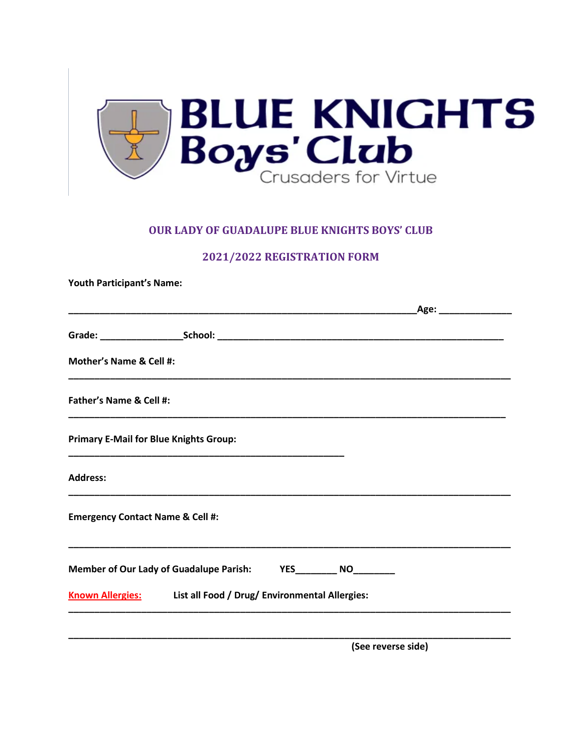# BLUE KNIGHTS Boys' Club

Crusaders for Virtue

## OUR LADY OF GUADALUPE BLUE KNIGHTS BOYS' CLUB

## 2021/2022 REGISTRATION FORM

**Youth Participant's Name:**

______________________________________________________________________**Age:** ______________

**Grade:** ________________**School:** _________________________________________________________

**Mother's Name & Cell #:**

_________________________________________________________________________________________

**Father's Name & Cell #:**

_________________________________________________________________________________________

**Primary E-Mail for Blue Knights Group:**

________________________________________________________

**Address:**

_________________________________________________________________________________________

**Emergency Contact Name & Cell #:**

_________________________________________________________________________________________

**Member of Our Lady of Guadalupe Parish:** **YES**________ **NO**________

**Known Allergies:** **List all Food / Drug/ Environmental Allergies:**

_________________________________________________________________________________________

_________________________________________________________________________________________

**(See reverse side)**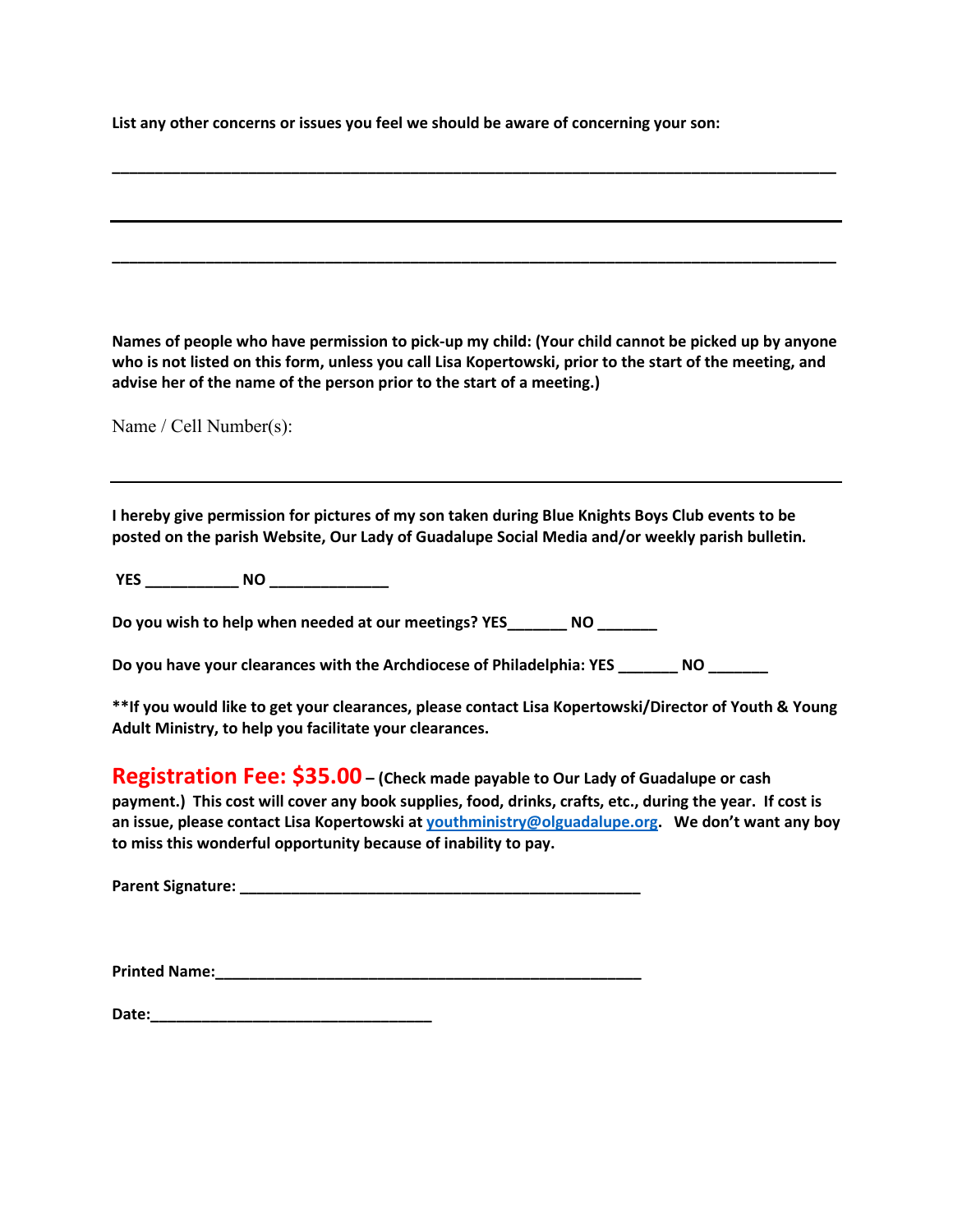**List any other concerns or issues you feel we should be aware of concerning your son:**

_______________________________________________________________________________

_______________________________________________________________________________

_______________________________________________________________________________

**Names of people who have permission to pick-up my child: (Your child cannot be picked up by anyone who is not listed on this form, unless you call Lisa Kopertowski, prior to the start of the meeting, and advise her of the name of the person prior to the start of a meeting.)**

Name / Cell Number(s):

_______________________________________________________________________________

**I hereby give permission for pictures of my son taken during Blue Knights Boys Club events to be posted on the parish Website, Our Lady of Guadalupe Social Media and/or weekly parish bulletin.**

**YES ___________ NO ______________**

**Do you wish to help when needed at our meetings? YES_______ NO _______**

**Do you have your clearances with the Archdiocese of Philadelphia: YES _______ NO _______**

**\*\*If you would like to get your clearances, please contact Lisa Kopertowski/Director of Youth & Young Adult Ministry, to help you facilitate your clearances.**

**Registration Fee: $35.00 – (Check made payable to Our Lady of Guadalupe or cash payment.) This cost will cover any book supplies, food, drinks, crafts, etc., during the year. If cost is an issue, please contact Lisa Kopertowski at [youthministry@olguadalupe.org](mailto:youthministry@olguadalupe.org). We don't want any boy to miss this wonderful opportunity because of inability to pay.**

**Parent Signature: _________________________________________________**

**Printed Name:______________________________________________________**

**Date:__________________________________**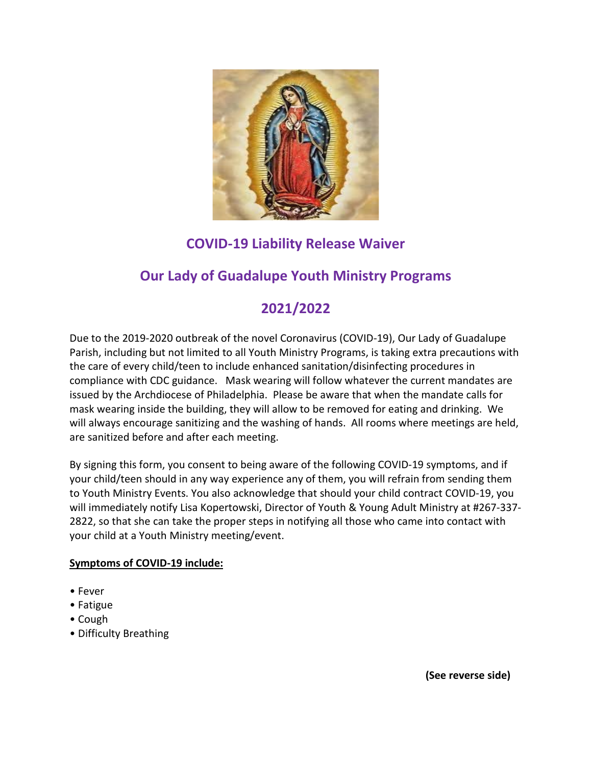# COVID-19 Liability Release Waiver

## Our Lady of Guadalupe Youth Ministry Programs

## 2021/2022

Due to the 2019-2020 outbreak of the novel Coronavirus (COVID-19), Our Lady of Guadalupe Parish, including but not limited to all Youth Ministry Programs, is taking extra precautions with the care of every child/teen to include enhanced sanitation/disinfecting procedures in compliance with CDC guidance. Mask wearing will follow whatever the current mandates are issued by the Archdiocese of Philadelphia. Please be aware that when the mandate calls for mask wearing inside the building, they will allow to be removed for eating and drinking. We will always encourage sanitizing and the washing of hands. All rooms where meetings are held, are sanitized before and after each meeting.

By signing this form, you consent to being aware of the following COVID-19 symptoms, and if your child/teen should in any way experience any of them, you will refrain from sending them to Youth Ministry Events. You also acknowledge that should your child contract COVID-19, you will immediately notify Lisa Kopertowski, Director of Youth & Young Adult Ministry at #267-337-2822, so that she can take the proper steps in notifying all those who came into contact with your child at a Youth Ministry meeting/event.

**Symptoms of COVID-19 include:**

- Fever
- Fatigue
- Cough
- Difficulty Breathing

**(See reverse side)**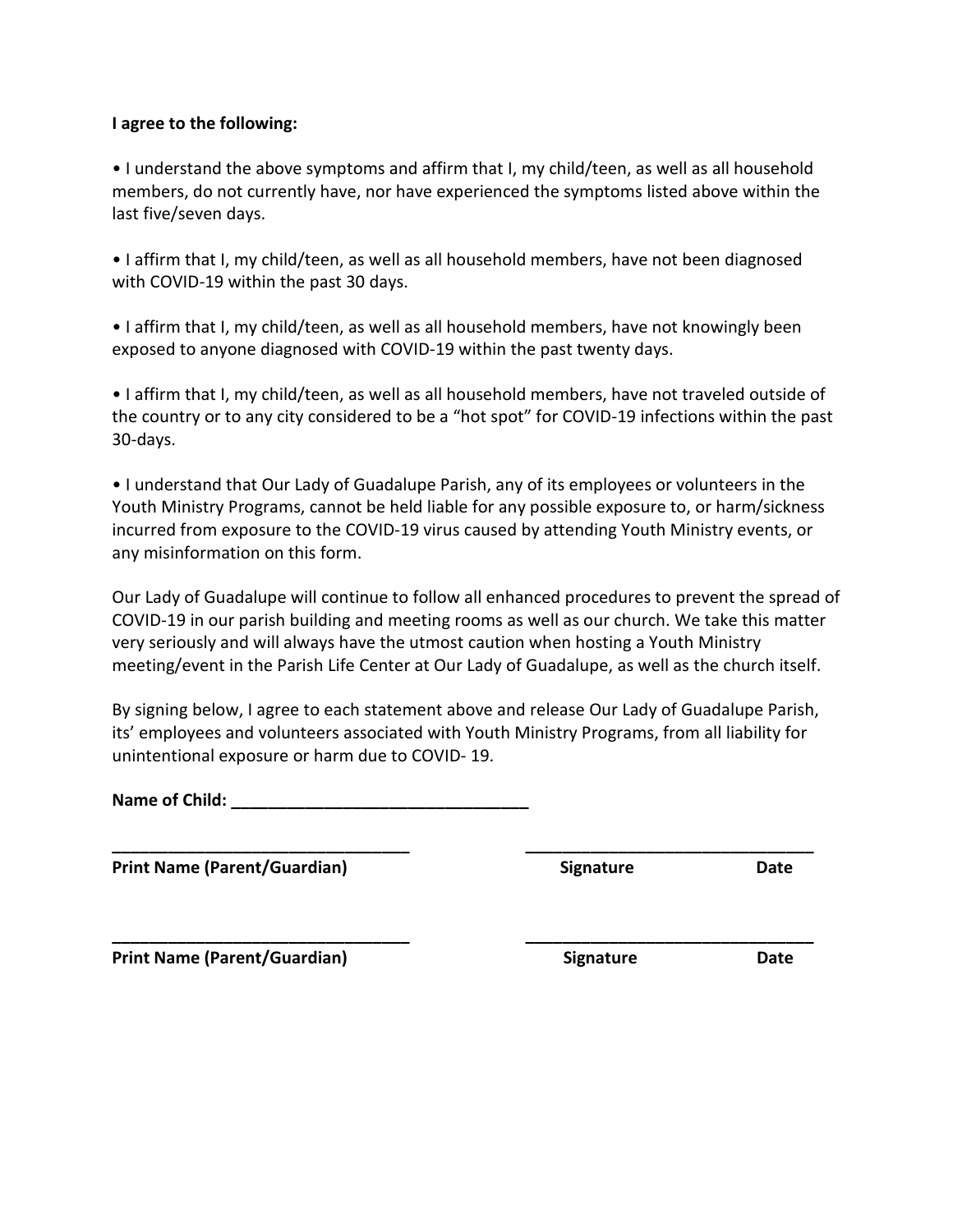**I agree to the following:**

• I understand the above symptoms and affirm that I, my child/teen, as well as all household members, do not currently have, nor have experienced the symptoms listed above within the last five/seven days.

• I affirm that I, my child/teen, as well as all household members, have not been diagnosed with COVID-19 within the past 30 days.

• I affirm that I, my child/teen, as well as all household members, have not knowingly been exposed to anyone diagnosed with COVID-19 within the past twenty days.

• I affirm that I, my child/teen, as well as all household members, have not traveled outside of the country or to any city considered to be a "hot spot" for COVID-19 infections within the past 30-days.

• I understand that Our Lady of Guadalupe Parish, any of its employees or volunteers in the Youth Ministry Programs, cannot be held liable for any possible exposure to, or harm/sickness incurred from exposure to the COVID-19 virus caused by attending Youth Ministry events, or any misinformation on this form.

Our Lady of Guadalupe will continue to follow all enhanced procedures to prevent the spread of COVID-19 in our parish building and meeting rooms as well as our church. We take this matter very seriously and will always have the utmost caution when hosting a Youth Ministry meeting/event in the Parish Life Center at Our Lady of Guadalupe, as well as the church itself.

By signing below, I agree to each statement above and release Our Lady of Guadalupe Parish, its' employees and volunteers associated with Youth Ministry Programs, from all liability for unintentional exposure or harm due to COVID- 19.

**Name of Child:** ________________________________

________________________________ ________________________________

**Print Name (Parent/Guardian)** **Signature** **Date**

________________________________ ________________________________

**Print Name (Parent/Guardian)** **Signature** **Date**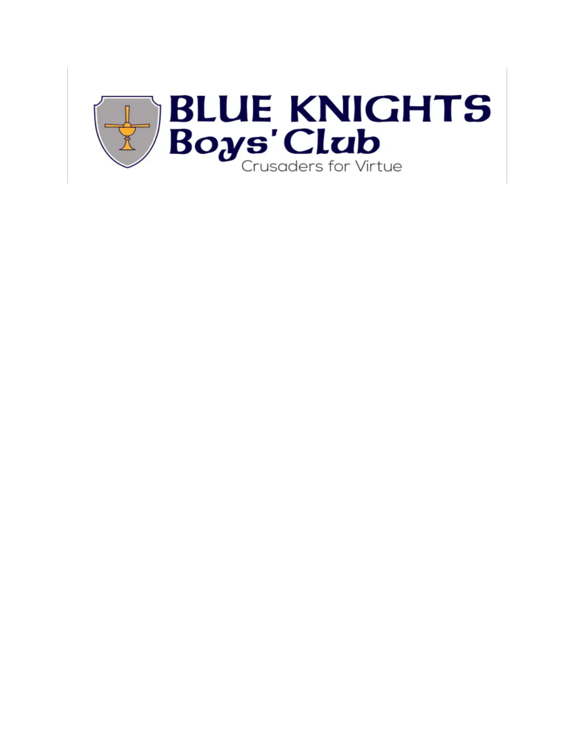**BLUE KNIGHTS**
**Boys' Club**
Crusaders for Virtue